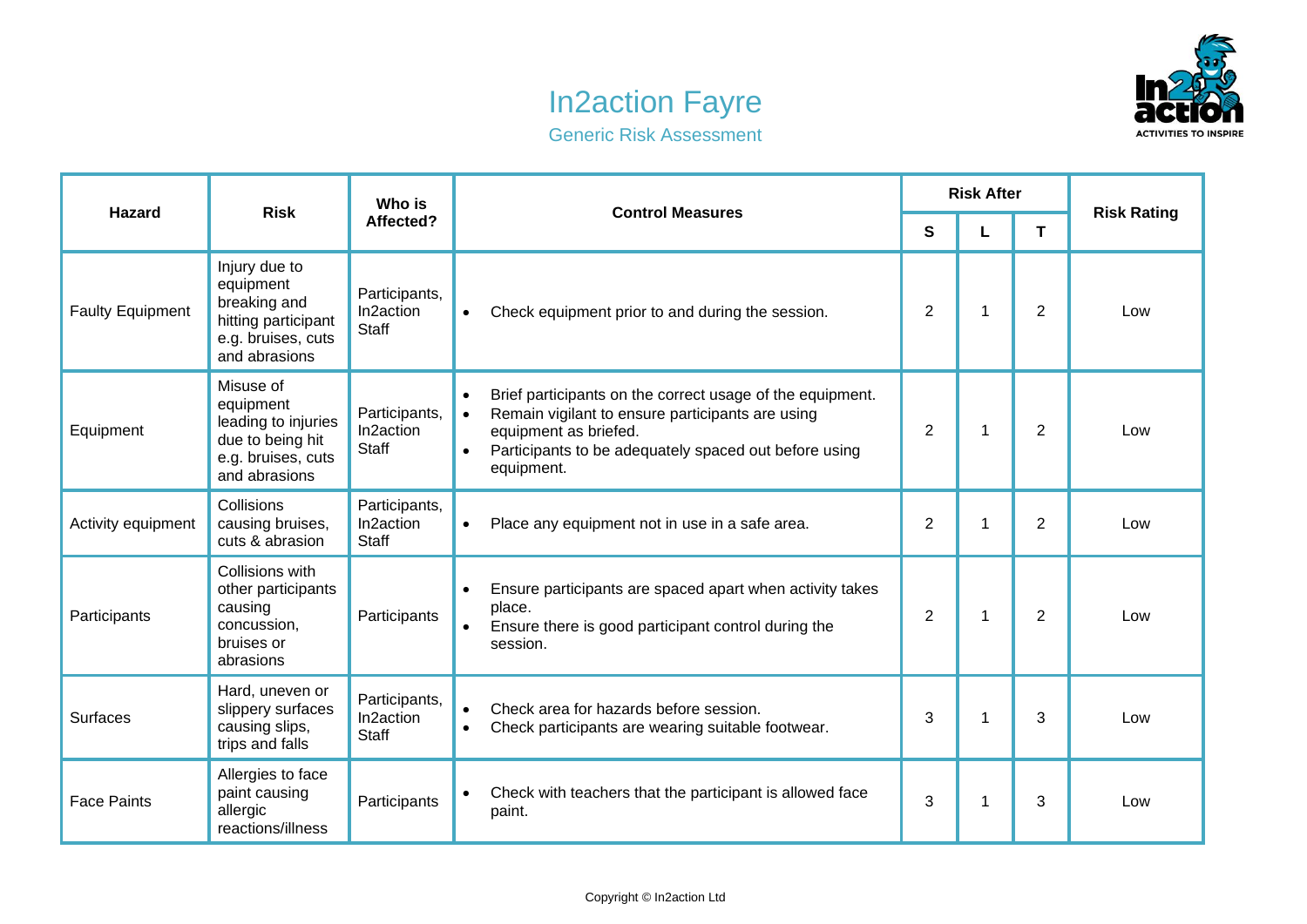# In2action Fayre

## Generic Risk Assessment

| Hazard | Risk | Who is Affected? | Control Measures | Risk After | | | Risk Rating |
|---|---|---|---|---|---|---|---|
| | | | | S | L | T | |
| Faulty Equipment | Injury due to equipment breaking and hitting participant e.g. bruises, cuts and abrasions | Participants, In2action Staff | • Check equipment prior to and during the session. | 2 | 1 | 2 | Low |
| Equipment | Misuse of equipment leading to injuries due to being hit e.g. bruises, cuts and abrasions | Participants, In2action Staff | • Brief participants on the correct usage of the equipment.<br>• Remain vigilant to ensure participants are using equipment as briefed.<br>• Participants to be adequately spaced out before using equipment. | 2 | 1 | 2 | Low |
| Activity equipment | Collisions causing bruises, cuts & abrasion | Participants, In2action Staff | • Place any equipment not in use in a safe area. | 2 | 1 | 2 | Low |
| Participants | Collisions with other participants causing concussion, bruises or abrasions | Participants | • Ensure participants are spaced apart when activity takes place.<br>• Ensure there is good participant control during the session. | 2 | 1 | 2 | Low |
| Surfaces | Hard, uneven or slippery surfaces causing slips, trips and falls | Participants, In2action Staff | • Check area for hazards before session.<br>• Check participants are wearing suitable footwear. | 3 | 1 | 3 | Low |
| Face Paints | Allergies to face paint causing allergic reactions/illness | Participants | • Check with teachers that the participant is allowed face paint. | 3 | 1 | 3 | Low |

Copyright © In2action Ltd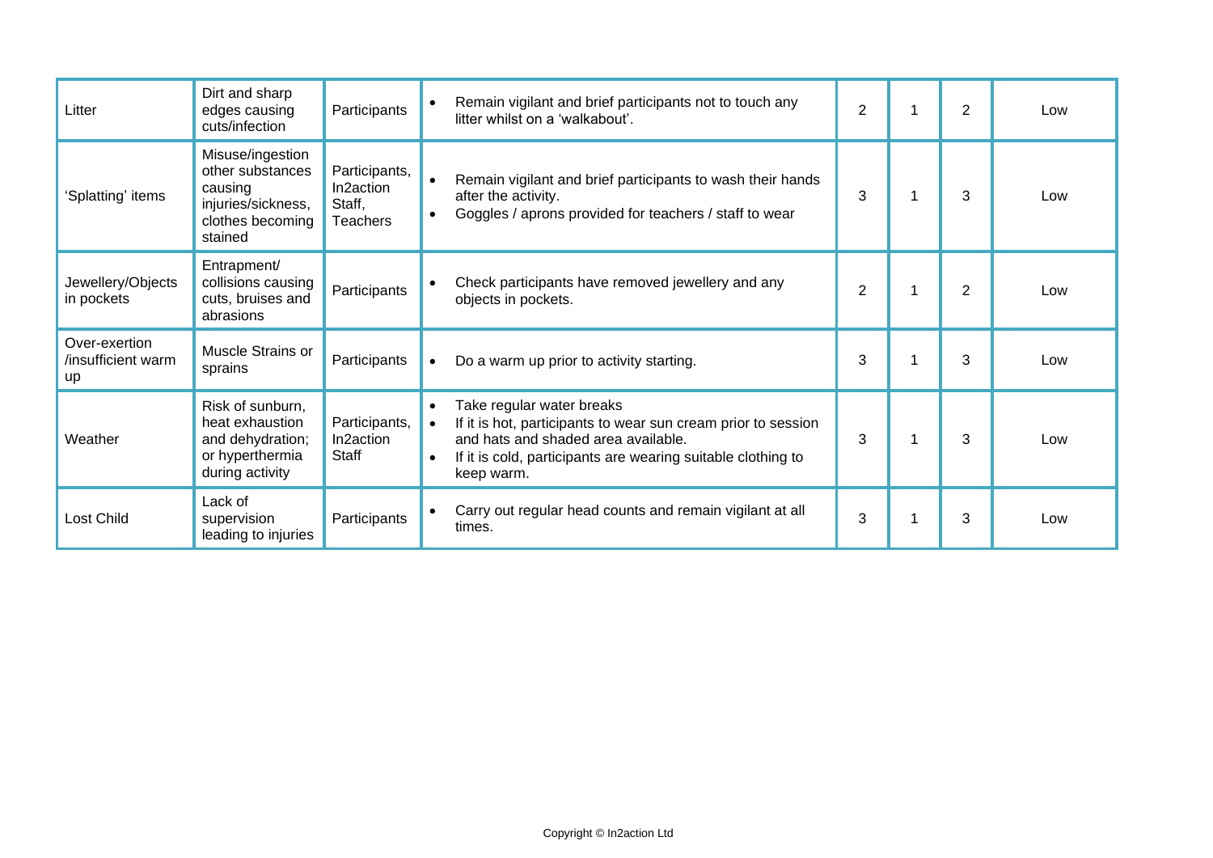| | | | | | | | |
|---|---|---|---|---|---|---|---|
| Litter | Dirt and sharp edges causing cuts/infection | Participants | • Remain vigilant and brief participants not to touch any litter whilst on a 'walkabout'. | 2 | 1 | 2 | Low |
| 'Splatting' items | Misuse/ingestion other substances causing injuries/sickness, clothes becoming stained | Participants, In2action Staff, Teachers | • Remain vigilant and brief participants to wash their hands after the activity.<br>• Goggles / aprons provided for teachers / staff to wear | 3 | 1 | 3 | Low |
| Jewellery/Objects in pockets | Entrapment/ collisions causing cuts, bruises and abrasions | Participants | • Check participants have removed jewellery and any objects in pockets. | 2 | 1 | 2 | Low |
| Over-exertion /insufficient warm up | Muscle Strains or sprains | Participants | • Do a warm up prior to activity starting. | 3 | 1 | 3 | Low |
| Weather | Risk of sunburn, heat exhaustion and dehydration; or hyperthermia during activity | Participants, In2action Staff | • Take regular water breaks<br>• If it is hot, participants to wear sun cream prior to session and hats and shaded area available.<br>• If it is cold, participants are wearing suitable clothing to keep warm. | 3 | 1 | 3 | Low |
| Lost Child | Lack of supervision leading to injuries | Participants | • Carry out regular head counts and remain vigilant at all times. | 3 | 1 | 3 | Low |

Copyright © In2action Ltd